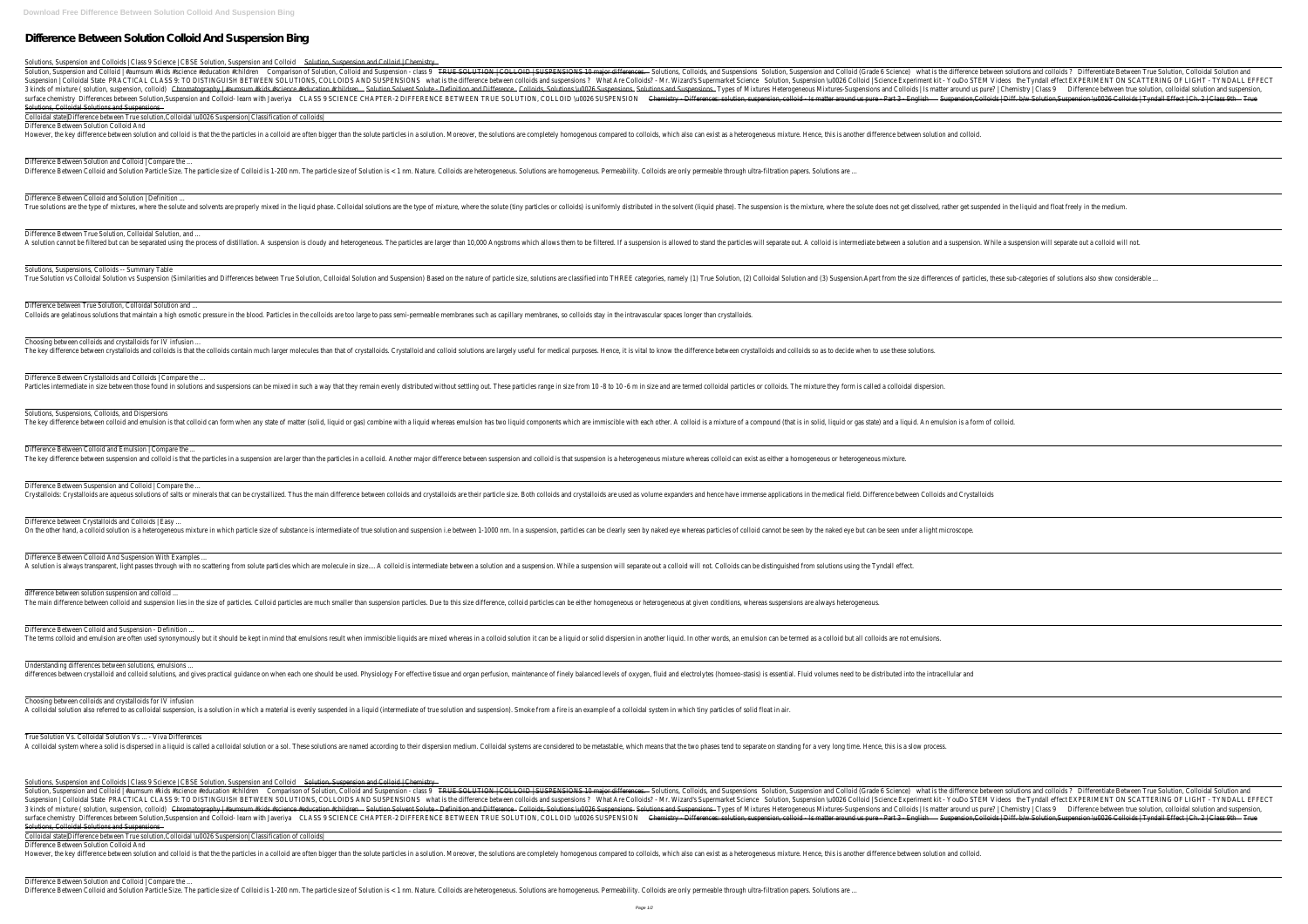**Download Free Difference Between Solution Colloid And Suspension Bing**

# Difference Between Solution Colloid And Suspension Bing

Solutions, Suspension and Colloids | Class 9 Science | CBSE Solution, Suspension and Colloid Solution, Suspension and Colloid | Chemistry

Solution, Suspension and Colloid | #aumsum #kids #science #education #children Comparison of Solution, Colloid and Suspension - class 9 TRUE SOLUTION | COLLOID | SUSPENSIONS 10 major differences Solutions, Colloids, and Suspensions Solution, Suspension and Colloid (Grade 6 Science) what is the difference between solutions and colloids ? Differentiate Between True Solution, Colloidal Solution and Suspension | Colloidal State PRACTICAL CLASS 9: TO DISTINGUISH BETWEEN SOLUTIONS, COLLOIDS AND SUSPENSIONS what is the difference between colloids and suspensions ? What Are Colloids? - Mr. Wizard's Supermarket Science Solution, Suspension \u0026 Colloid | Science Experiment kit - YouDo STEM Videos the Tyndall effect EXPERIMENT ON SCATTERING OF LIGHT - TYNDALL EFFECT 3 kinds of mixture ( solution, suspension, colloid) Chromatography | #aumsum #kids #science #education #children Solution Solvent Solute - Definition and Difference Colloids, Solutions \u0026 Suspensions. Solutions and Suspensions Types of Mixtures Heterogeneous Mixtures-Suspensions and Colloids | Is matter around us pure? | Chemistry | Class 9 Difference between true solution, colloidal solution and suspension, surface chemistry Differences between Solution,Suspension and Colloid- learn with Javeriya CLASS 9 SCIENCE CHAPTER-2 DIFFERENCE BETWEEN TRUE SOLUTION, COLLOID \u0026 SUSPENSION Chemistry - Differences: solution, suspension, colloid - Is matter around us pure - Part 3 - English Suspension,Colloids | Diff. b/w Solution,Suspension \u0026 Colloids | Tyndall Effect | Ch. 2 | Class 9th True Solutions, Colloidal Solutions and Suspensions

Colloidal state|Difference between True solution,Colloidal \u0026 Suspension| Classification of colloids|

Difference Between Solution Colloid And

However, the key difference between solution and colloid is that the the particles in a colloid are often bigger than the solute particles in a solution. Moreover, the solutions are completely homogenous compared to colloids, which also can exist as a heterogeneous mixture. Hence, this is another difference between solution and colloid.

Difference Between Solution and Colloid | Compare the ...

Difference Between Colloid and Solution Particle Size. The particle size of Colloid is 1-200 nm. The particle size of Solution is < 1 nm. Nature. Colloids are heterogeneous. Solutions are homogeneous. Permeability. Colloids are only permeable through ultra-filtration papers. Solutions are ...

Difference Between Colloid and Solution | Definition ...

True solutions are the type of mixtures, where the solute and solvents are properly mixed in the liquid phase. Colloidal solutions are the type of mixture, where the solute (tiny particles or colloids) is uniformly distributed in the solvent (liquid phase). The suspension is the mixture, where the solute does not get dissolved, rather get suspended in the liquid and float freely in the medium.

Difference Between True Solution, Colloidal Solution, and ...

A solution cannot be filtered but can be separated using the process of distillation. A suspension is cloudy and heterogeneous. The particles are larger than 10,000 Angstroms which allows them to be filtered. If a suspension is allowed to stand the particles will separate out. A colloid is intermediate between a solution and a suspension. While a suspension will separate out a colloid will not.

Solutions, Suspensions, Colloids -- Summary Table

True Solution vs Colloidal Solution vs Suspension (Similarities and Differences between True Solution, Colloidal Solution and Suspension) Based on the nature of particle size, solutions are classified into THREE categories, namely (1) True Solution, (2) Colloidal Solution and (3) Suspension.Apart from the size differences of particles, these sub-categories of solutions also show considerable ...

Difference between True Solution, Colloidal Solution and ...

Colloids are gelatinous solutions that maintain a high osmotic pressure in the blood. Particles in the colloids are too large to pass semi-permeable membranes such as capillary membranes, so colloids stay in the intravascular spaces longer than crystalloids.

Choosing between colloids and crystalloids for IV infusion ...

The key difference between crystalloids and colloids is that the colloids contain much larger molecules than that of crystalloids. Crystalloid and colloid solutions are largely useful for medical purposes. Hence, it is vital to know the difference between crystalloids and colloids so as to decide when to use these solutions.

Difference Between Crystalloids and Colloids | Compare the ...

Particles intermediate in size between those found in solutions and suspensions can be mixed in such a way that they remain evenly distributed without settling out. These particles range in size from 10 -8 to 10 -6 m in size and are termed colloidal particles or colloids. The mixture they form is called a colloidal dispersion.

Solutions, Suspensions, Colloids, and Dispersions

The key difference between colloid and emulsion is that colloid can form when any state of matter (solid, liquid or gas) combine with a liquid whereas emulsion has two liquid components which are immiscible with each other. A colloid is a mixture of a compound (that is in solid, liquid or gas state) and a liquid. An emulsion is a form of colloid.

Difference Between Colloid and Emulsion | Compare the ...

The key difference between suspension and colloid is that the particles in a suspension are larger than the particles in a colloid. Another major difference between suspension and colloid is that suspension is a heterogeneous mixture whereas colloid can exist as either a homogeneous or heterogeneous mixture.

Difference Between Suspension and Colloid | Compare the ...

Crystalloids: Crystalloids are aqueous solutions of salts or minerals that can be crystallized. Thus the main difference between colloids and crystalloids are their particle size. Both colloids and crystalloids are used as volume expanders and hence have immense applications in the medical field. Difference between Colloids and Crystalloids

Difference between Crystalloids and Colloids | Easy ...

On the other hand, a colloid solution is a heterogeneous mixture in which particle size of substance is intermediate of true solution and suspension i.e between 1-1000 nm. In a suspension, particles can be clearly seen by naked eye whereas particles of colloid cannot be seen by the naked eye but can be seen under a light microscope.

Difference Between Colloid And Suspension With Examples ...

A solution is always transparent, light passes through with no scattering from solute particles which are molecule in size.... A colloid is intermediate between a solution and a suspension. While a suspension will separate out a colloid will not. Colloids can be distinguished from solutions using the Tyndall effect.

difference between solution suspension and colloid ...

The main difference between colloid and suspension lies in the size of particles. Colloid particles are much smaller than suspension particles. Due to this size difference, colloid particles can be either homogeneous or heterogeneous at given conditions, whereas suspensions are always heterogeneous.

Difference Between Colloid and Suspension - Definition ...

The terms colloid and emulsion are often used synonymously but it should be kept in mind that emulsions result when immiscible liquids are mixed whereas in a colloid solution it can be a liquid or solid dispersion in another liquid. In other words, an emulsion can be termed as a colloid but all colloids are not emulsions.

Understanding differences between solutions, emulsions ...

differences between crystalloid and colloid solutions, and gives practical guidance on when each one should be used. Physiology For effective tissue and organ perfusion, maintenance of finely balanced levels of oxygen, fluid and electrolytes (homoeo-stasis) is essential. Fluid volumes need to be distributed into the intracellular and

Choosing between colloids and crystalloids for IV infusion

A colloidal solution also referred to as colloidal suspension, is a solution in which a material is evenly suspended in a liquid (intermediate of true solution and suspension). Smoke from a fire is an example of a colloidal system in which tiny particles of solid float in air.

True Solution Vs. Colloidal Solution Vs ... - Viva Differences

A colloidal system where a solid is dispersed in a liquid is called a colloidal solution or a sol. These solutions are named according to their dispersion medium. Colloidal systems are considered to be metastable, which means that the two phases tend to separate on standing for a very long time. Hence, this is a slow process.

Solutions, Suspension and Colloids | Class 9 Science | CBSE Solution, Suspension and Colloid Solution, Suspension and Colloid | Chemistry

Solution, Suspension and Colloid | #aumsum #kids #science #education #children Comparison of Solution, Colloid and Suspension - class 9 TRUE SOLUTION | COLLOID | SUSPENSIONS 10 major differences Solutions, Colloids, and Suspensions Solution, Suspension and Colloid (Grade 6 Science) what is the difference between solutions and colloids ? Differentiate Between True Solution, Colloidal Solution and Suspension | Colloidal State PRACTICAL CLASS 9: TO DISTINGUISH BETWEEN SOLUTIONS, COLLOIDS AND SUSPENSIONS what is the difference between colloids and suspensions ? What Are Colloids? - Mr. Wizard's Supermarket Science Solution, Suspension \u0026 Colloid | Science Experiment kit - YouDo STEM Videos the Tyndall effect EXPERIMENT ON SCATTERING OF LIGHT - TYNDALL EFFECT 3 kinds of mixture ( solution, suspension, colloid) Chromatography | #aumsum #kids #science #education #children Solution Solvent Solute - Definition and Difference Colloids, Solutions \u0026 Suspensions. Solutions and Suspensions Types of Mixtures Heterogeneous Mixtures-Suspensions and Colloids | Is matter around us pure? | Chemistry | Class 9 Difference between true solution, colloidal solution and suspension, surface chemistry Differences between Solution,Suspension and Colloid- learn with Javeriya CLASS 9 SCIENCE CHAPTER-2 DIFFERENCE BETWEEN TRUE SOLUTION, COLLOID \u0026 SUSPENSION Chemistry - Differences: solution, suspension, colloid - Is matter around us pure - Part 3 - English Suspension,Colloids | Diff. b/w Solution,Suspension \u0026 Colloids | Tyndall Effect | Ch. 2 | Class 9th True Solutions, Colloidal Solutions and Suspensions

Colloidal state|Difference between True solution,Colloidal \u0026 Suspension| Classification of colloids|

Difference Between Solution Colloid And

However, the key difference between solution and colloid is that the the particles in a colloid are often bigger than the solute particles in a solution. Moreover, the solutions are completely homogenous compared to colloids, which also can exist as a heterogeneous mixture. Hence, this is another difference between solution and colloid.

Difference Between Solution and Colloid | Compare the ...

Difference Between Colloid and Solution Particle Size. The particle size of Colloid is 1-200 nm. The particle size of Solution is < 1 nm. Nature. Colloids are heterogeneous. Solutions are homogeneous. Permeability. Colloids are only permeable through ultra-filtration papers. Solutions are ...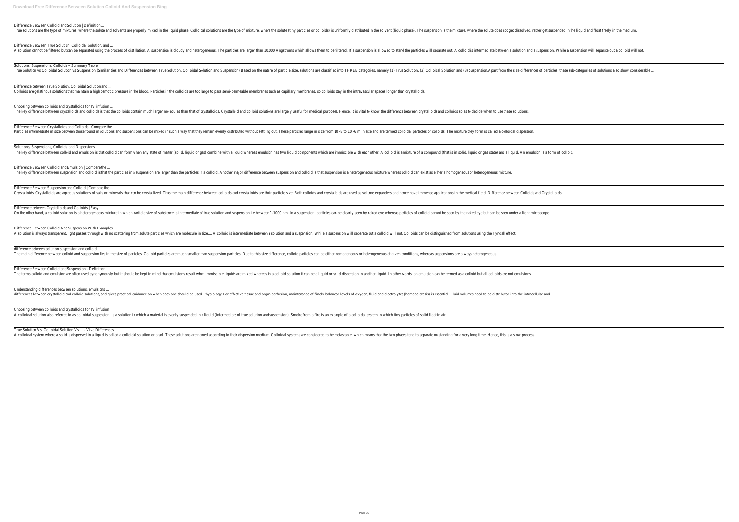Difference Between Colloid and Solution | Definition ...

True solutions are the type of mixtures, where the solute and solvents are properly mixed in the liquid phase. Colloidal solutions are the type of mixture, where the solute (tiny particles or colloids) is uniformly distributed in the solvent (liquid phase). The suspension is the mixture, where the solute does not get dissolved, rather get suspended in the liquid and float freely in the medium.

Difference Between True Solution, Colloidal Solution, and ...

A solution cannot be filtered but can be separated using the process of distillation. A suspension is cloudy and heterogeneous. The particles are larger than 10,000 Angstroms which allows them to be filtered. If a suspension is allowed to stand the particles will separate out. A colloid is intermediate between a solution and a suspension. While a suspension will separate out a colloid will not.

Solutions, Suspensions, Colloids -- Summary Table

True Solution vs Colloidal Solution vs Suspension (Similarities and Differences between True Solution, Colloidal Solution and Suspension) Based on the nature of particle size, solutions are classified into THREE categories, namely (1) True Solution, (2) Colloidal Solution and (3) Suspension.Apart from the size differences of particles, these sub-categories of solutions also show considerable ...

Difference between True Solution, Colloidal Solution and ...

Colloids are gelatinous solutions that maintain a high osmotic pressure in the blood. Particles in the colloids are too large to pass semi-permeable membranes such as capillary membranes, so colloids stay in the intravascular spaces longer than crystalloids.

Choosing between colloids and crystalloids for IV infusion ...

The key difference between crystalloids and colloids is that the colloids contain much larger molecules than that of crystalloids. Crystalloid and colloid solutions are largely useful for medical purposes. Hence, it is vital to know the difference between crystalloids and colloids so as to decide when to use these solutions.

Difference Between Crystalloids and Colloids | Compare the ...

Particles intermediate in size between those found in solutions and suspensions can be mixed in such a way that they remain evenly distributed without settling out. These particles range in size from 10 -8 to 10 -6 m in size and are termed colloidal particles or colloids. The mixture they form is called a colloidal dispersion.

Solutions, Suspensions, Colloids, and Dispersions

The key difference between colloid and emulsion is that colloid can form when any state of matter (solid, liquid or gas) combine with a liquid whereas emulsion has two liquid components which are immiscible with each other. A colloid is a mixture of a compound (that is in solid, liquid or gas state) and a liquid. An emulsion is a form of colloid.

Difference Between Colloid and Emulsion | Compare the ...

The key difference between suspension and colloid is that the particles in a suspension are larger than the particles in a colloid. Another major difference between suspension and colloid is that suspension is a heterogeneous mixture whereas colloid can exist as either a homogeneous or heterogeneous mixture.

Difference Between Suspension and Colloid | Compare the ...

Crystalloids: Crystalloids are aqueous solutions of salts or minerals that can be crystallized. Thus the main difference between colloids and crystalloids are their particle size. Both colloids and crystalloids are used as volume expanders and hence have immense applications in the medical field. Difference between Colloids and Crystalloids

Difference between Crystalloids and Colloids | Easy ...

On the other hand, a colloid solution is a heterogeneous mixture in which particle size of substance is intermediate of true solution and suspension i.e between 1-1000 nm. In a suspension, particles can be clearly seen by naked eye whereas particles of colloid cannot be seen by the naked eye but can be seen under a light microscope.

Difference Between Colloid And Suspension With Examples ...

A solution is always transparent, light passes through with no scattering from solute particles which are molecule in size.... A colloid is intermediate between a solution and a suspension. While a suspension will separate out a colloid will not. Colloids can be distinguished from solutions using the Tyndall effect.

difference between solution suspension and colloid ...

The main difference between colloid and suspension lies in the size of particles. Colloid particles are much smaller than suspension particles. Due to this size difference, colloid particles can be either homogeneous or heterogeneous at given conditions, whereas suspensions are always heterogeneous.

Difference Between Colloid and Suspension - Definition ...

The terms colloid and emulsion are often used synonymously but it should be kept in mind that emulsions result when immiscible liquids are mixed whereas in a colloid solution it can be a liquid or solid dispersion in another liquid. In other words, an emulsion can be termed as a colloid but all colloids are not emulsions.

Understanding differences between solutions, emulsions ...

differences between crystalloid and colloid solutions, and gives practical guidance on when each one should be used. Physiology For effective tissue and organ perfusion, maintenance of finely balanced levels of oxygen, fluid and electrolytes (homoeo-stasis) is essential. Fluid volumes need to be distributed into the intracellular and

Choosing between colloids and crystalloids for IV infusion

A colloidal solution also referred to as colloidal suspension, is a solution in which a material is evenly suspended in a liquid (intermediate of true solution and suspension). Smoke from a fire is an example of a colloidal system in which tiny particles of solid float in air.

True Solution Vs. Colloidal Solution Vs ... - Viva Differences

A colloidal system where a solid is dispersed in a liquid is called a colloidal solution or a sol. These solutions are named according to their dispersion medium. Colloidal systems are considered to be metastable, which means that the two phases tend to separate on standing for a very long time. Hence, this is a slow process.